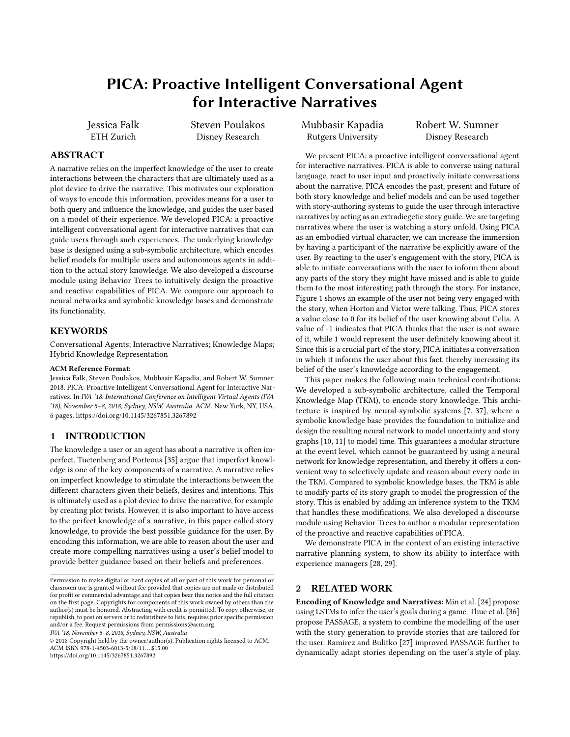# PICA: Proactive Intelligent Conversational Agent for Interactive Narratives

Jessica Falk
ETH Zurich

Steven Poulakos
Disney Research

Mubbasir Kapadia
Rutgers University

Robert W. Sumner
Disney Research

## ABSTRACT

A narrative relies on the imperfect knowledge of the user to create interactions between the characters that are ultimately used as a plot device to drive the narrative. This motivates our exploration of ways to encode this information, provides means for a user to both query and influence the knowledge, and guides the user based on a model of their experience. We developed PICA: a proactive intelligent conversational agent for interactive narratives that can guide users through such experiences. The underlying knowledge base is designed using a sub-symbolic architecture, which encodes belief models for multiple users and autonomous agents in addition to the actual story knowledge. We also developed a discourse module using Behavior Trees to intuitively design the proactive and reactive capabilities of PICA. We compare our approach to neural networks and symbolic knowledge bases and demonstrate its functionality.

## KEYWORDS

Conversational Agents; Interactive Narratives; Knowledge Maps; Hybrid Knowledge Representation

**ACM Reference Format:**

Jessica Falk, Steven Poulakos, Mubbasir Kapadia, and Robert W. Sumner. 2018. PICA: Proactive Intelligent Conversational Agent for Interactive Narratives. In *IVA '18: International Conference on Intelligent Virtual Agents (IVA '18), November 5–8, 2018, Sydney, NSW, Australia.* ACM, New York, NY, USA, 6 pages. https://doi.org/10.1145/3267851.3267892

## 1 INTRODUCTION

The knowledge a user or an agent has about a narrative is often imperfect. Tuetenberg and Porteous [35] argue that imperfect knowledge is one of the key components of a narrative. A narrative relies on imperfect knowledge to stimulate the interactions between the different characters given their beliefs, desires and intentions. This is ultimately used as a plot device to drive the narrative, for example by creating plot twists. However, it is also important to have access to the perfect knowledge of a narrative, in this paper called story knowledge, to provide the best possible guidance for the user. By encoding this information, we are able to reason about the user and create more compelling narratives using a user's belief model to provide better guidance based on their beliefs and preferences.

Permission to make digital or hard copies of all or part of this work for personal or classroom use is granted without fee provided that copies are not made or distributed for profit or commercial advantage and that copies bear this notice and the full citation on the first page. Copyrights for components of this work owned by others than the author(s) must be honored. Abstracting with credit is permitted. To copy otherwise, or republish, to post on servers or to redistribute to lists, requires prior specific permission and/or a fee. Request permissions from permissions@acm.org.

*IVA '18, November 5–8, 2018, Sydney, NSW, Australia*

© 2018 Copyright held by the owner/author(s). Publication rights licensed to ACM.
ACM ISBN 978-1-4503-6013-5/18/11...$15.00
https://doi.org/10.1145/3267851.3267892

We present PICA: a proactive intelligent conversational agent for interactive narratives. PICA is able to converse using natural language, react to user input and proactively initiate conversations about the narrative. PICA encodes the past, present and future of both story knowledge and belief models and can be used together with story-authoring systems to guide the user through interactive narratives by acting as an extradiegetic story guide. We are targeting narratives where the user is watching a story unfold. Using PICA as an embodied virtual character, we can increase the immersion by having a participant of the narrative be explicitly aware of the user. By reacting to the user's engagement with the story, PICA is able to initiate conversations with the user to inform them about any parts of the story they might have missed and is able to guide them to the most interesting path through the story. For instance, Figure 1 shows an example of the user not being very engaged with the story, when Horton and Victor were talking. Thus, PICA stores a value close to 0 for its belief of the user knowing about Celia. A value of -1 indicates that PICA thinks that the user is not aware of it, while 1 would represent the user definitely knowing about it. Since this is a crucial part of the story, PICA initiates a conversation in which it informs the user about this fact, thereby increasing its belief of the user's knowledge according to the engagement.

This paper makes the following main technical contributions: We developed a sub-symbolic architecture, called the Temporal Knowledge Map (TKM), to encode story knowledge. This architecture is inspired by neural-symbolic systems [7, 37], where a symbolic knowledge base provides the foundation to initialize and design the resulting neural network to model uncertainty and story graphs [10, 11] to model time. This guarantees a modular structure at the event level, which cannot be guaranteed by using a neural network for knowledge representation, and thereby it offers a convenient way to selectively update and reason about every node in the TKM. Compared to symbolic knowledge bases, the TKM is able to modify parts of its story graph to model the progression of the story. This is enabled by adding an inference system to the TKM that handles these modifications. We also developed a discourse module using Behavior Trees to author a modular representation of the proactive and reactive capabilities of PICA.

We demonstrate PICA in the context of an existing interactive narrative planning system, to show its ability to interface with experience managers [28, 29].

## 2 RELATED WORK

**Encoding of Knowledge and Narratives:** Min et al. [24] propose using LSTMs to infer the user's goals during a game. Thue et al. [36] propose PASSAGE, a system to combine the modelling of the user with the story generation to provide stories that are tailored for the user. Ramirez and Bulitko [27] improved PASSAGE further to dynamically adapt stories depending on the user's style of play.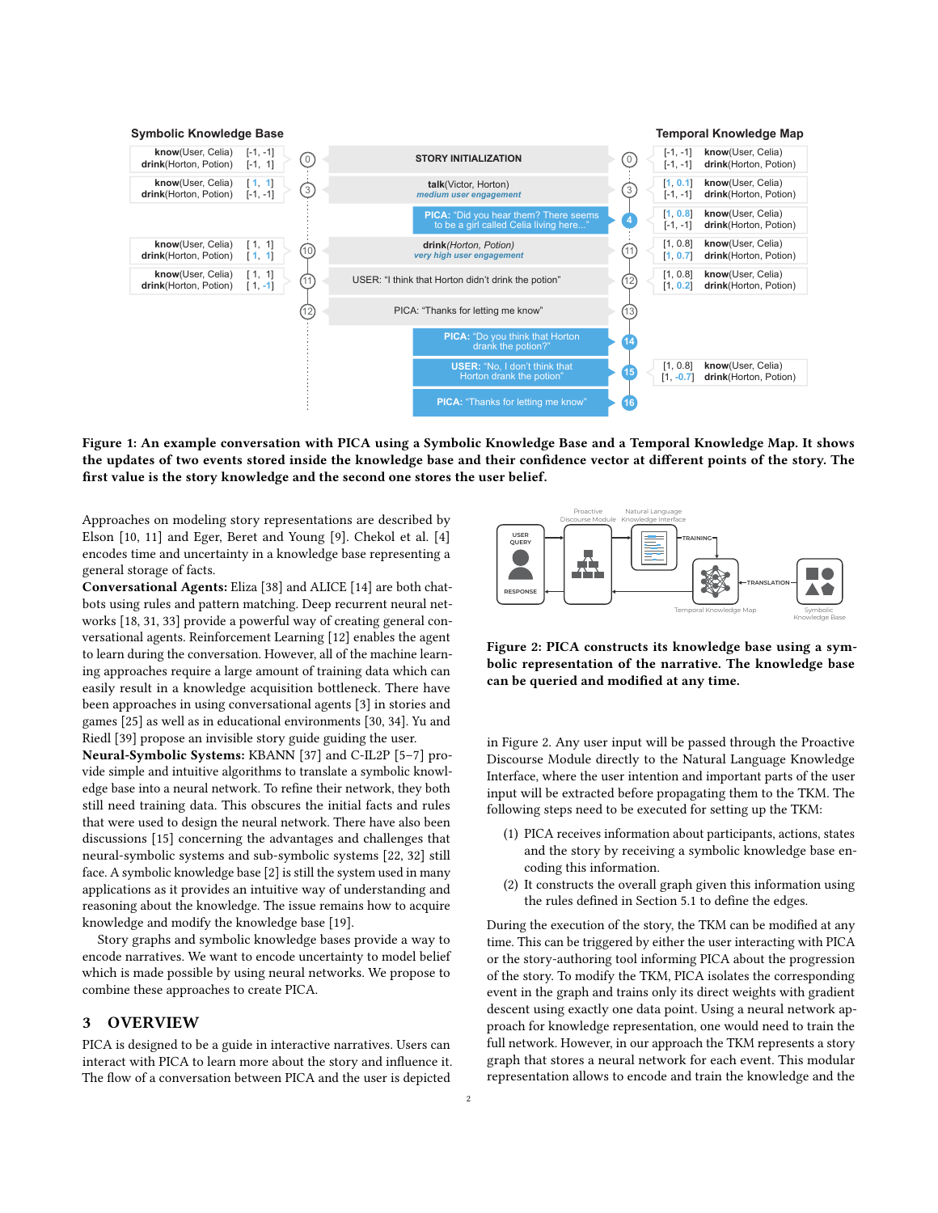**Figure 1: An example conversation with PICA using a Symbolic Knowledge Base and a Temporal Knowledge Map. It shows the updates of two events stored inside the knowledge base and their confidence vector at different points of the story. The first value is the story knowledge and the second one stores the user belief.**

Approaches on modeling story representations are described by Elson [10, 11] and Eger, Beret and Young [9]. Chekol et al. [4] encodes time and uncertainty in a knowledge base representing a general storage of facts.

**Conversational Agents:** Eliza [38] and ALICE [14] are both chatbots using rules and pattern matching. Deep recurrent neural networks [18, 31, 33] provide a powerful way of creating general conversational agents. Reinforcement Learning [12] enables the agent to learn during the conversation. However, all of the machine learning approaches require a large amount of training data which can easily result in a knowledge acquisition bottleneck. There have been approaches in using conversational agents [3] in stories and games [25] as well as in educational environments [30, 34]. Yu and Riedl [39] propose an invisible story guide guiding the user.

**Neural-Symbolic Systems:** KBANN [37] and C-IL2P [5–7] provide simple and intuitive algorithms to translate a symbolic knowledge base into a neural network. To refine their network, they both still need training data. This obscures the initial facts and rules that were used to design the neural network. There have also been discussions [15] concerning the advantages and challenges that neural-symbolic systems and sub-symbolic systems [22, 32] still face. A symbolic knowledge base [2] is still the system used in many applications as it provides an intuitive way of understanding and reasoning about the knowledge. The issue remains how to acquire knowledge and modify the knowledge base [19].

Story graphs and symbolic knowledge bases provide a way to encode narratives. We want to encode uncertainty to model belief which is made possible by using neural networks. We propose to combine these approaches to create PICA.

## 3 OVERVIEW

PICA is designed to be a guide in interactive narratives. Users can interact with PICA to learn more about the story and influence it. The flow of a conversation between PICA and the user is depicted in Figure 2. Any user input will be passed through the Proactive Discourse Module directly to the Natural Language Knowledge Interface, where the user intention and important parts of the user input will be extracted before propagating them to the TKM. The following steps need to be executed for setting up the TKM:

(1) PICA receives information about participants, actions, states and the story by receiving a symbolic knowledge base encoding this information.
(2) It constructs the overall graph given this information using the rules defined in Section 5.1 to define the edges.

**Figure 2: PICA constructs its knowledge base using a symbolic representation of the narrative. The knowledge base can be queried and modified at any time.**

During the execution of the story, the TKM can be modified at any time. This can be triggered by either the user interacting with PICA or the story-authoring tool informing PICA about the progression of the story. To modify the TKM, PICA isolates the corresponding event in the graph and trains only its direct weights with gradient descent using exactly one data point. Using a neural network approach for knowledge representation, one would need to train the full network. However, in our approach the TKM represents a story graph that stores a neural network for each event. This modular representation allows to encode and train the knowledge and the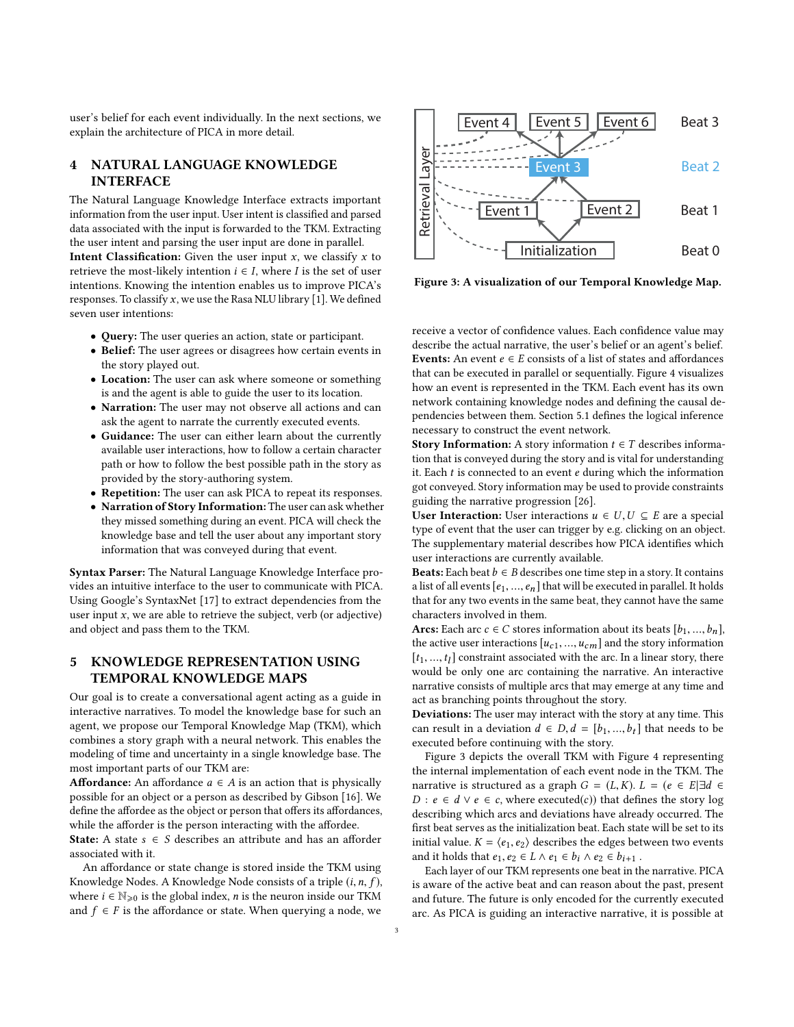user's belief for each event individually. In the next sections, we explain the architecture of PICA in more detail.

## 4 NATURAL LANGUAGE KNOWLEDGE INTERFACE

The Natural Language Knowledge Interface extracts important information from the user input. User intent is classified and parsed data associated with the input is forwarded to the TKM. Extracting the user intent and parsing the user input are done in parallel.

**Intent Classification:** Given the user input $x$, we classify $x$ to retrieve the most-likely intention $i \in I$, where $I$ is the set of user intentions. Knowing the intention enables us to improve PICA's responses. To classify $x$, we use the Rasa NLU library [1]. We defined seven user intentions:

- **Query:** The user queries an action, state or participant.
- **Belief:** The user agrees or disagrees how certain events in the story played out.
- **Location:** The user can ask where someone or something is and the agent is able to guide the user to its location.
- **Narration:** The user may not observe all actions and can ask the agent to narrate the currently executed events.
- **Guidance:** The user can either learn about the currently available user interactions, how to follow a certain character path or how to follow the best possible path in the story as provided by the story-authoring system.
- **Repetition:** The user can ask PICA to repeat its responses.
- **Narration of Story Information:** The user can ask whether they missed something during an event. PICA will check the knowledge base and tell the user about any important story information that was conveyed during that event.

**Syntax Parser:** The Natural Language Knowledge Interface provides an intuitive interface to the user to communicate with PICA. Using Google's SyntaxNet [17] to extract dependencies from the user input $x$, we are able to retrieve the subject, verb (or adjective) and object and pass them to the TKM.

## 5 KNOWLEDGE REPRESENTATION USING TEMPORAL KNOWLEDGE MAPS

Our goal is to create a conversational agent acting as a guide in interactive narratives. To model the knowledge base for such an agent, we propose our Temporal Knowledge Map (TKM), which combines a story graph with a neural network. This enables the modeling of time and uncertainty in a single knowledge base. The most important parts of our TKM are:

**Affordance:** An affordance $a \in A$ is an action that is physically possible for an object or a person as described by Gibson [16]. We define the affordee as the object or person that offers its affordances, while the afforder is the person interacting with the affordee.

**State:** A state $s \in S$ describes an attribute and has an afforder associated with it.

An affordance or state change is stored inside the TKM using Knowledge Nodes. A Knowledge Node consists of a triple $(i, n, f)$, where $i \in \mathbb{N}_{\geqslant 0}$ is the global index, $n$ is the neuron inside our TKM and $f \in F$ is the affordance or state. When querying a node, we receive a vector of confidence values. Each confidence value may describe the actual narrative, the user's belief or an agent's belief.

Retrieval Layer
Event 4
Event 5
Event 6
Beat 3
Event 3
Beat 2
Event 1
Event 2
Beat 1
Initialization
Beat 0

**Figure 3: A visualization of our Temporal Knowledge Map.**

**Events:** An event $e \in E$ consists of a list of states and affordances that can be executed in parallel or sequentially. Figure 4 visualizes how an event is represented in the TKM. Each event has its own network containing knowledge nodes and defining the causal dependencies between them. Section 5.1 defines the logical inference necessary to construct the event network.

**Story Information:** A story information $t \in T$ describes information that is conveyed during the story and is vital for understanding it. Each $t$ is connected to an event $e$ during which the information got conveyed. Story information may be used to provide constraints guiding the narrative progression [26].

**User Interaction:** User interactions $u \in U, U \subseteq E$ are a special type of event that the user can trigger by e.g. clicking on an object. The supplementary material describes how PICA identifies which user interactions are currently available.

**Beats:** Each beat $b \in B$ describes one time step in a story. It contains a list of all events $[e_1, ..., e_n]$ that will be executed in parallel. It holds that for any two events in the same beat, they cannot have the same characters involved in them.

**Arcs:** Each arc $c \in C$ stores information about its beats $[b_1, ..., b_n]$, the active user interactions $[u_{c1}, ..., u_{cm}]$ and the story information $[t_1, ..., t_l]$ constraint associated with the arc. In a linear story, there would be only one arc containing the narrative. An interactive narrative consists of multiple arcs that may emerge at any time and act as branching points throughout the story.

**Deviations:** The user may interact with the story at any time. This can result in a deviation $d \in D, d = [b_1, ..., b_t]$ that needs to be executed before continuing with the story.

Figure 3 depicts the overall TKM with Figure 4 representing the internal implementation of each event node in the TKM. The narrative is structured as a graph $G = (L, K)$. $L = (e \in E | \exists d \in D : e \in d \lor e \in c$, where executed$(c))$ that defines the story log describing which arcs and deviations have already occurred. The first beat serves as the initialization beat. Each state will be set to its initial value. $K = \langle e_1, e_2 \rangle$ describes the edges between two events and it holds that $e_1, e_2 \in L \land e_1 \in b_i \land e_2 \in b_{i+1}$ .

Each layer of our TKM represents one beat in the narrative. PICA is aware of the active beat and can reason about the past, present and future. The future is only encoded for the currently executed arc. As PICA is guiding an interactive narrative, it is possible at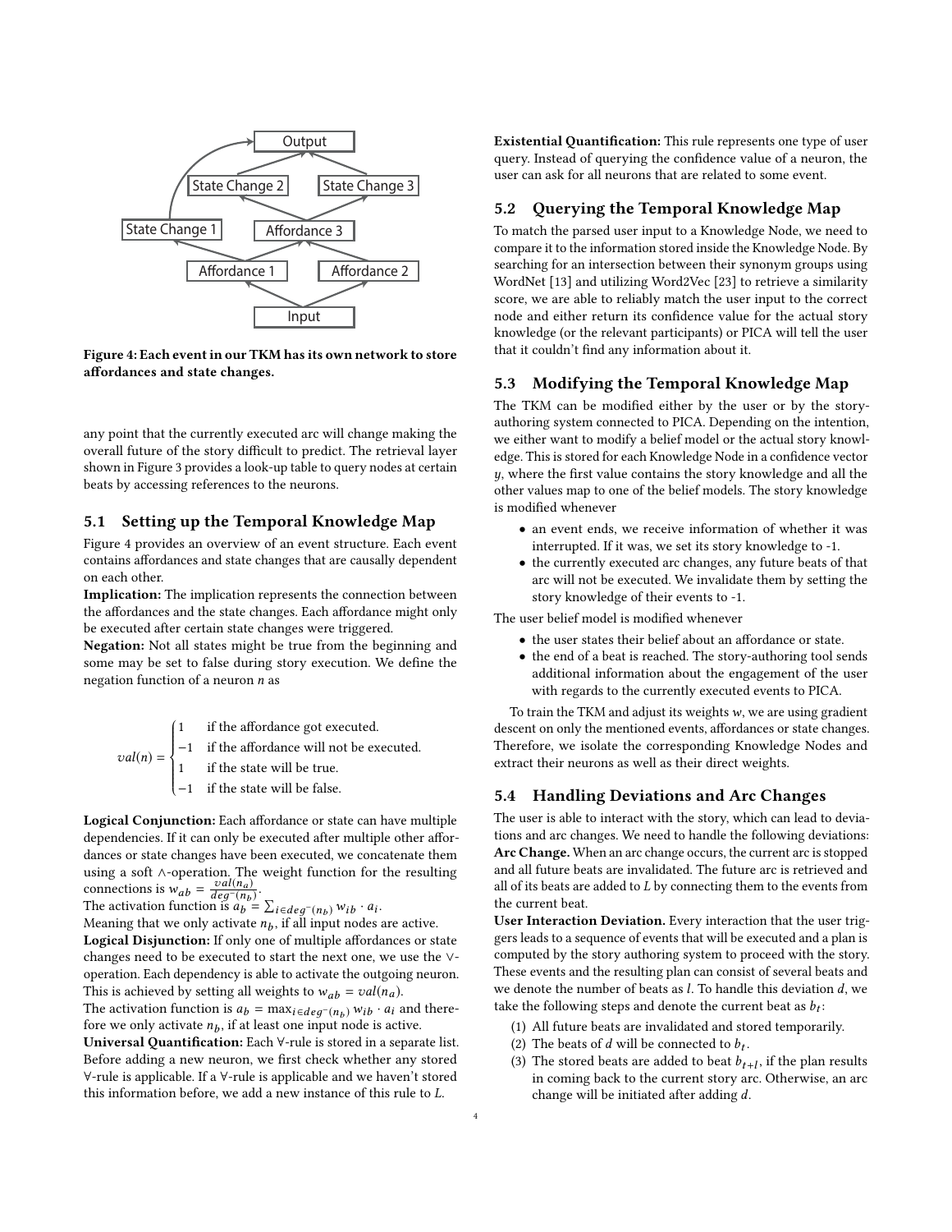Figure 4: Each event in our TKM has its own network to store affordances and state changes.

any point that the currently executed arc will change making the overall future of the story difficult to predict. The retrieval layer shown in Figure 3 provides a look-up table to query nodes at certain beats by accessing references to the neurons.

## 5.1 Setting up the Temporal Knowledge Map

Figure 4 provides an overview of an event structure. Each event contains affordances and state changes that are causally dependent on each other.

**Implication:** The implication represents the connection between the affordances and the state changes. Each affordance might only be executed after certain state changes were triggered.

**Negation:** Not all states might be true from the beginning and some may be set to false during story execution. We define the negation function of a neuron $n$ as

$$val(n) = \begin{cases} 1 & \text{if the affordance got executed.} \\ -1 & \text{if the affordance will not be executed.} \\ 1 & \text{if the state will be true.} \\ -1 & \text{if the state will be false.} \end{cases}$$

**Logical Conjunction:** Each affordance or state can have multiple dependencies. If it can only be executed after multiple other affordances or state changes have been executed, we concatenate them using a soft $\wedge$-operation. The weight function for the resulting connections is $w_{ab} = \frac{val(n_a)}{deg^-(n_b)}$.
The activation function is $a_b = \sum_{i \in deg^-(n_b)} w_{ib} \cdot a_i$.
Meaning that we only activate $n_b$, if all input nodes are active.

**Logical Disjunction:** If only one of multiple affordances or state changes need to be executed to start the next one, we use the $\vee$-operation. Each dependency is able to activate the outgoing neuron. This is achieved by setting all weights to $w_{ab} = val(n_a)$.
The activation function is $a_b = \max_{i \in deg^-(n_b)} w_{ib} \cdot a_i$ and therefore we only activate $n_b$, if at least one input node is active.

**Universal Quantification:** Each $\forall$-rule is stored in a separate list. Before adding a new neuron, we first check whether any stored $\forall$-rule is applicable. If a $\forall$-rule is applicable and we haven't stored this information before, we add a new instance of this rule to $L$.

**Existential Quantification:** This rule represents one type of user query. Instead of querying the confidence value of a neuron, the user can ask for all neurons that are related to some event.

## 5.2 Querying the Temporal Knowledge Map

To match the parsed user input to a Knowledge Node, we need to compare it to the information stored inside the Knowledge Node. By searching for an intersection between their synonym groups using WordNet [13] and utilizing Word2Vec [23] to retrieve a similarity score, we are able to reliably match the user input to the correct node and either return its confidence value for the actual story knowledge (or the relevant participants) or PICA will tell the user that it couldn't find any information about it.

## 5.3 Modifying the Temporal Knowledge Map

The TKM can be modified either by the user or by the story-authoring system connected to PICA. Depending on the intention, we either want to modify a belief model or the actual story knowledge. This is stored for each Knowledge Node in a confidence vector $y$, where the first value contains the story knowledge and all the other values map to one of the belief models. The story knowledge is modified whenever

- an event ends, we receive information of whether it was interrupted. If it was, we set its story knowledge to -1.
- the currently executed arc changes, any future beats of that arc will not be executed. We invalidate them by setting the story knowledge of their events to -1.

The user belief model is modified whenever

- the user states their belief about an affordance or state.
- the end of a beat is reached. The story-authoring tool sends additional information about the engagement of the user with regards to the currently executed events to PICA.

To train the TKM and adjust its weights $w$, we are using gradient descent on only the mentioned events, affordances or state changes. Therefore, we isolate the corresponding Knowledge Nodes and extract their neurons as well as their direct weights.

## 5.4 Handling Deviations and Arc Changes

The user is able to interact with the story, which can lead to deviations and arc changes. We need to handle the following deviations:

**Arc Change.** When an arc change occurs, the current arc is stopped and all future beats are invalidated. The future arc is retrieved and all of its beats are added to $L$ by connecting them to the events from the current beat.

**User Interaction Deviation.** Every interaction that the user triggers leads to a sequence of events that will be executed and a plan is computed by the story authoring system to proceed with the story. These events and the resulting plan can consist of several beats and we denote the number of beats as $l$. To handle this deviation $d$, we take the following steps and denote the current beat as $b_t$:

1. All future beats are invalidated and stored temporarily.
2. The beats of $d$ will be connected to $b_t$.
3. The stored beats are added to beat $b_{t+l}$, if the plan results in coming back to the current story arc. Otherwise, an arc change will be initiated after adding $d$.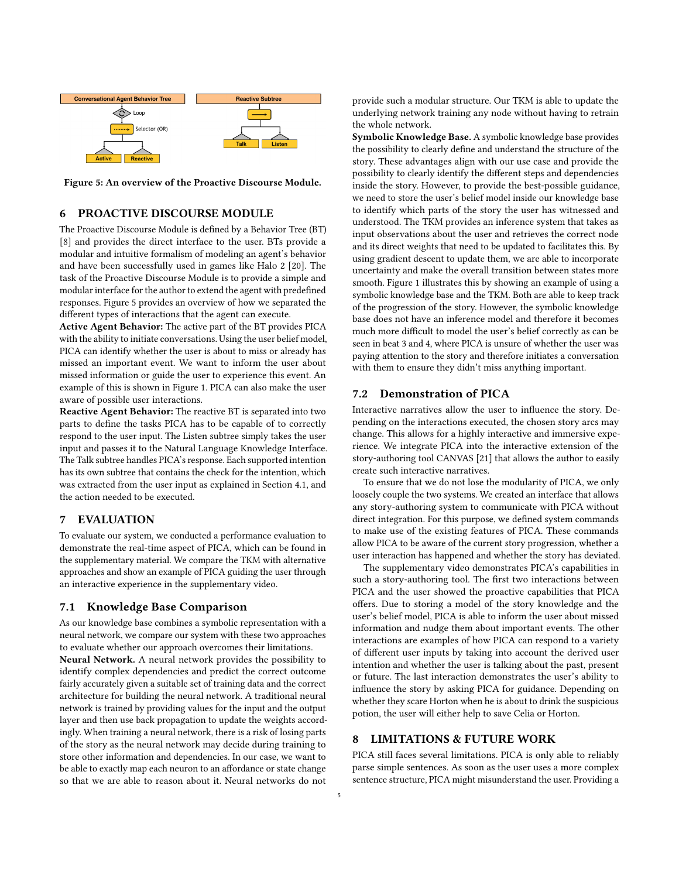Conversational Agent Behavior Tree

Loop

Selector (OR)

Active

Reactive

Reactive Subtree

Talk

Listen

**Figure 5: An overview of the Proactive Discourse Module.**

## 6 PROACTIVE DISCOURSE MODULE

The Proactive Discourse Module is defined by a Behavior Tree (BT) [8] and provides the direct interface to the user. BTs provide a modular and intuitive formalism of modeling an agent's behavior and have been successfully used in games like Halo 2 [20]. The task of the Proactive Discourse Module is to provide a simple and modular interface for the author to extend the agent with predefined responses. Figure 5 provides an overview of how we separated the different types of interactions that the agent can execute.

**Active Agent Behavior:** The active part of the BT provides PICA with the ability to initiate conversations. Using the user belief model, PICA can identify whether the user is about to miss or already has missed an important event. We want to inform the user about missed information or guide the user to experience this event. An example of this is shown in Figure 1. PICA can also make the user aware of possible user interactions.

**Reactive Agent Behavior:** The reactive BT is separated into two parts to define the tasks PICA has to be capable of to correctly respond to the user input. The Listen subtree simply takes the user input and passes it to the Natural Language Knowledge Interface. The Talk subtree handles PICA's response. Each supported intention has its own subtree that contains the check for the intention, which was extracted from the user input as explained in Section 4.1, and the action needed to be executed.

## 7 EVALUATION

To evaluate our system, we conducted a performance evaluation to demonstrate the real-time aspect of PICA, which can be found in the supplementary material. We compare the TKM with alternative approaches and show an example of PICA guiding the user through an interactive experience in the supplementary video.

### 7.1 Knowledge Base Comparison

As our knowledge base combines a symbolic representation with a neural network, we compare our system with these two approaches to evaluate whether our approach overcomes their limitations.

**Neural Network.** A neural network provides the possibility to identify complex dependencies and predict the correct outcome fairly accurately given a suitable set of training data and the correct architecture for building the neural network. A traditional neural network is trained by providing values for the input and the output layer and then use back propagation to update the weights accordingly. When training a neural network, there is a risk of losing parts of the story as the neural network may decide during training to store other information and dependencies. In our case, we want to be able to exactly map each neuron to an affordance or state change so that we are able to reason about it. Neural networks do not provide such a modular structure. Our TKM is able to update the underlying network training any node without having to retrain the whole network.

**Symbolic Knowledge Base.** A symbolic knowledge base provides the possibility to clearly define and understand the structure of the story. These advantages align with our use case and provide the possibility to clearly identify the different steps and dependencies inside the story. However, to provide the best-possible guidance, we need to store the user's belief model inside our knowledge base to identify which parts of the story the user has witnessed and understood. The TKM provides an inference system that takes as input observations about the user and retrieves the correct node and its direct weights that need to be updated to facilitates this. By using gradient descent to update them, we are able to incorporate uncertainty and make the overall transition between states more smooth. Figure 1 illustrates this by showing an example of using a symbolic knowledge base and the TKM. Both are able to keep track of the progression of the story. However, the symbolic knowledge base does not have an inference model and therefore it becomes much more difficult to model the user's belief correctly as can be seen in beat 3 and 4, where PICA is unsure of whether the user was paying attention to the story and therefore initiates a conversation with them to ensure they didn't miss anything important.

### 7.2 Demonstration of PICA

Interactive narratives allow the user to influence the story. Depending on the interactions executed, the chosen story arcs may change. This allows for a highly interactive and immersive experience. We integrate PICA into the interactive extension of the story-authoring tool CANVAS [21] that allows the author to easily create such interactive narratives.

To ensure that we do not lose the modularity of PICA, we only loosely couple the two systems. We created an interface that allows any story-authoring system to communicate with PICA without direct integration. For this purpose, we defined system commands to make use of the existing features of PICA. These commands allow PICA to be aware of the current story progression, whether a user interaction has happened and whether the story has deviated.

The supplementary video demonstrates PICA's capabilities in such a story-authoring tool. The first two interactions between PICA and the user showed the proactive capabilities that PICA offers. Due to storing a model of the story knowledge and the user's belief model, PICA is able to inform the user about missed information and nudge them about important events. The other interactions are examples of how PICA can respond to a variety of different user inputs by taking into account the derived user intention and whether the user is talking about the past, present or future. The last interaction demonstrates the user's ability to influence the story by asking PICA for guidance. Depending on whether they scare Horton when he is about to drink the suspicious potion, the user will either help to save Celia or Horton.

## 8 LIMITATIONS & FUTURE WORK

PICA still faces several limitations. PICA is only able to reliably parse simple sentences. As soon as the user uses a more complex sentence structure, PICA might misunderstand the user. Providing a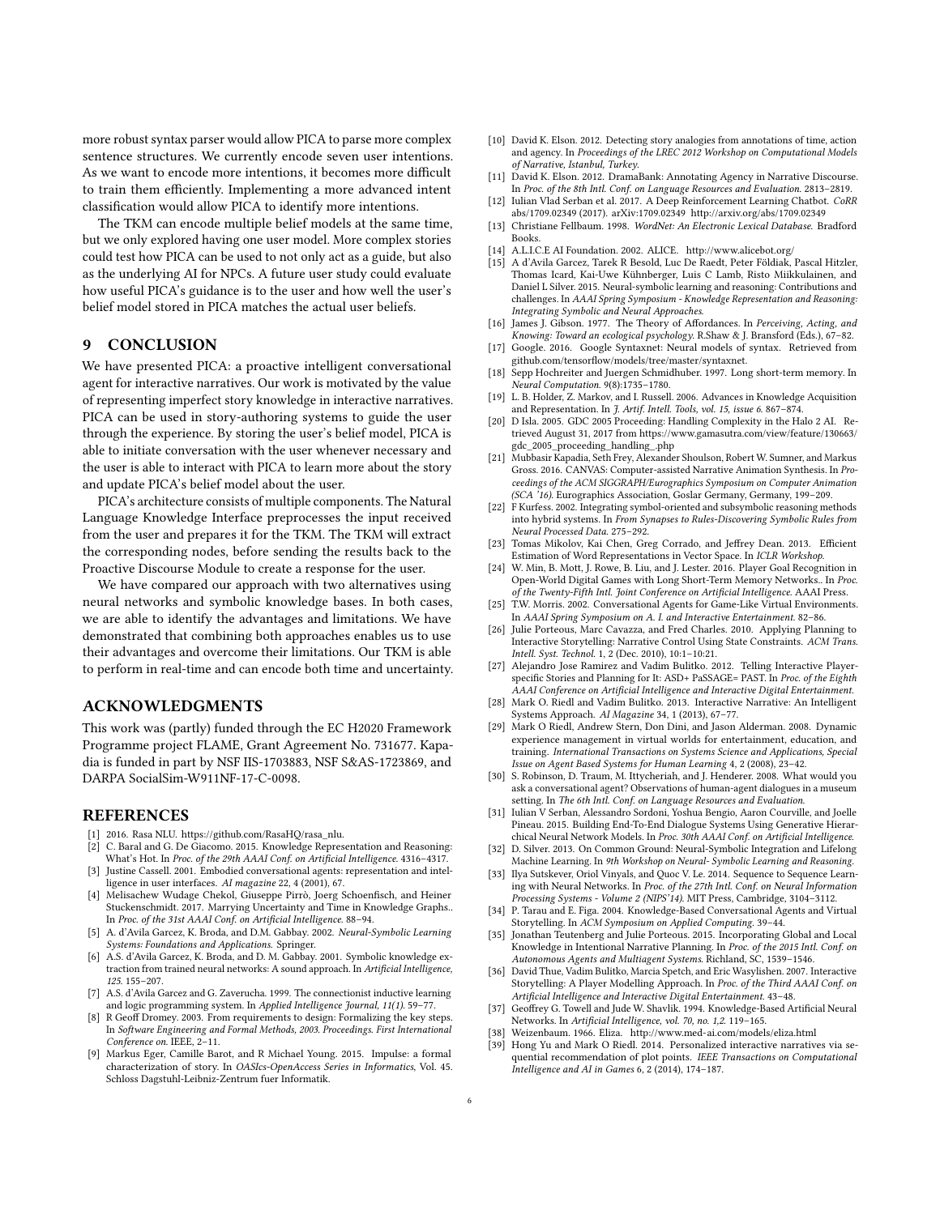more robust syntax parser would allow PICA to parse more complex sentence structures. We currently encode seven user intentions. As we want to encode more intentions, it becomes more difficult to train them efficiently. Implementing a more advanced intent classification would allow PICA to identify more intentions.

The TKM can encode multiple belief models at the same time, but we only explored having one user model. More complex stories could test how PICA can be used to not only act as a guide, but also as the underlying AI for NPCs. A future user study could evaluate how useful PICA's guidance is to the user and how well the user's belief model stored in PICA matches the actual user beliefs.

## 9 CONCLUSION

We have presented PICA: a proactive intelligent conversational agent for interactive narratives. Our work is motivated by the value of representing imperfect story knowledge in interactive narratives. PICA can be used in story-authoring systems to guide the user through the experience. By storing the user's belief model, PICA is able to initiate conversation with the user whenever necessary and the user is able to interact with PICA to learn more about the story and update PICA's belief model about the user.

PICA's architecture consists of multiple components. The Natural Language Knowledge Interface preprocesses the input received from the user and prepares it for the TKM. The TKM will extract the corresponding nodes, before sending the results back to the Proactive Discourse Module to create a response for the user.

We have compared our approach with two alternatives using neural networks and symbolic knowledge bases. In both cases, we are able to identify the advantages and limitations. We have demonstrated that combining both approaches enables us to use their advantages and overcome their limitations. Our TKM is able to perform in real-time and can encode both time and uncertainty.

## ACKNOWLEDGMENTS

This work was (partly) funded through the EC H2020 Framework Programme project FLAME, Grant Agreement No. 731677. Kapadia is funded in part by NSF IIS-1703883, NSF S&AS-1723869, and DARPA SocialSim-W911NF-17-C-0098.

## REFERENCES

[1] 2016. Rasa NLU. https://github.com/RasaHQ/rasa_nlu.
[2] C. Baral and G. De Giacomo. 2015. Knowledge Representation and Reasoning: What's Hot. In *Proc. of the 29th AAAI Conf. on Artificial Intelligence.* 4316–4317.
[3] Justine Cassell. 2001. Embodied conversational agents: representation and intelligence in user interfaces. *AI magazine* 22, 4 (2001), 67.
[4] Melisachew Wudage Chekol, Giuseppe Pirrò, Joerg Schoenfisch, and Heiner Stuckenschmidt. 2017. Marrying Uncertainty and Time in Knowledge Graphs.. In *Proc. of the 31st AAAI Conf. on Artificial Intelligence.* 88–94.
[5] A. d'Avila Garcez, K. Broda, and D.M. Gabbay. 2002. *Neural-Symbolic Learning Systems: Foundations and Applications.* Springer.
[6] A.S. d'Avila Garcez, K. Broda, and D. M. Gabbay. 2001. Symbolic knowledge extraction from trained neural networks: A sound approach. In *Artificial Intelligence, 125.* 155–207.
[7] A.S. d'Avila Garcez and G. Zaverucha. 1999. The connectionist inductive learning and logic programming system. In *Applied Intelligence Journal, 11(1).* 59–77.
[8] R Geoff Dromey. 2003. From requirements to design: Formalizing the key steps. In *Software Engineering and Formal Methods, 2003. Proceedings. First International Conference on.* IEEE, 2–11.
[9] Markus Eger, Camille Barot, and R Michael Young. 2015. Impulse: a formal characterization of story. In *OASIcs-OpenAccess Series in Informatics*, Vol. 45. Schloss Dagstuhl-Leibniz-Zentrum fuer Informatik.
[10] David K. Elson. 2012. Detecting story analogies from annotations of time, action and agency. In *Proceedings of the LREC 2012 Workshop on Computational Models of Narrative, Istanbul, Turkey.*
[11] David K. Elson. 2012. DramaBank: Annotating Agency in Narrative Discourse. In *Proc. of the 8th Intl. Conf. on Language Resources and Evaluation.* 2813–2819.
[12] Iulian Vlad Serban et al. 2017. A Deep Reinforcement Learning Chatbot. *CoRR* abs/1709.02349 (2017). arXiv:1709.02349 http://arxiv.org/abs/1709.02349
[13] Christiane Fellbaum. 1998. *WordNet: An Electronic Lexical Database.* Bradford Books.
[14] A.L.I.C.E AI Foundation. 2002. ALICE. http://www.alicebot.org/
[15] A d'Avila Garcez, Tarek R Besold, Luc De Raedt, Peter Földiak, Pascal Hitzler, Thomas Icard, Kai-Uwe Kühnberger, Luis C Lamb, Risto Miikkulainen, and Daniel L Silver. 2015. Neural-symbolic learning and reasoning: Contributions and challenges. In *AAAI Spring Symposium - Knowledge Representation and Reasoning: Integrating Symbolic and Neural Approaches.*
[16] James J. Gibson. 1977. The Theory of Affordances. In *Perceiving, Acting, and Knowing: Toward an ecological psychology.* R.Shaw & J. Bransford (Eds.), 67–82.
[17] Google. 2016. Google Syntaxnet: Neural models of syntax. Retrieved from github.com/tensorflow/models/tree/master/syntaxnet.
[18] Sepp Hochreiter and Juergen Schmidhuber. 1997. Long short-term memory. In *Neural Computation.* 9(8):1735–1780.
[19] L. B. Holder, Z. Markov, and I. Russell. 2006. Advances in Knowledge Acquisition and Representation. In *J. Artif. Intell. Tools, vol. 15, issue 6.* 867–874.
[20] D Isla. 2005. GDC 2005 Proceeding: Handling Complexity in the Halo 2 AI. Retrieved August 31, 2017 from https://www.gamasutra.com/view/feature/130663/gdc_2005_proceeding_handling_.php
[21] Mubbasir Kapadia, Seth Frey, Alexander Shoulson, Robert W. Sumner, and Markus Gross. 2016. CANVAS: Computer-assisted Narrative Animation Synthesis. In *Proceedings of the ACM SIGGRAPH/Eurographics Symposium on Computer Animation (SCA '16).* Eurographics Association, Goslar Germany, Germany, 199–209.
[22] F Kurfess. 2002. Integrating symbol-oriented and subsymbolic reasoning methods into hybrid systems. In *From Synapses to Rules-Discovering Symbolic Rules from Neural Processed Data.* 275–292.
[23] Tomas Mikolov, Kai Chen, Greg Corrado, and Jeffrey Dean. 2013. Efficient Estimation of Word Representations in Vector Space. In *ICLR Workshop.*
[24] W. Min, B. Mott, J. Rowe, B. Liu, and J. Lester. 2016. Player Goal Recognition in Open-World Digital Games with Long Short-Term Memory Networks.. In *Proc. of the Twenty-Fifth Intl. Joint Conference on Artificial Intelligence.* AAAI Press.
[25] T.W. Morris. 2002. Conversational Agents for Game-Like Virtual Environments. In *AAAI Spring Symposium on A. I. and Interactive Entertainment.* 82–86.
[26] Julie Porteous, Marc Cavazza, and Fred Charles. 2010. Applying Planning to Interactive Storytelling: Narrative Control Using State Constraints. *ACM Trans. Intell. Syst. Technol.* 1, 2 (Dec. 2010), 10:1–10:21.
[27] Alejandro Jose Ramirez and Vadim Bulitko. 2012. Telling Interactive Player-specific Stories and Planning for It: ASD+ PaSSAGE= PAST. In *Proc. of the Eighth AAAI Conference on Artificial Intelligence and Interactive Digital Entertainment.*
[28] Mark O. Riedl and Vadim Bulitko. 2013. Interactive Narrative: An Intelligent Systems Approach. *AI Magazine* 34, 1 (2013), 67–77.
[29] Mark O Riedl, Andrew Stern, Don Dini, and Jason Alderman. 2008. Dynamic experience management in virtual worlds for entertainment, education, and training. *International Transactions on Systems Science and Applications, Special Issue on Agent Based Systems for Human Learning* 4, 2 (2008), 23–42.
[30] S. Robinson, D. Traum, M. Ittycheriah, and J. Henderer. 2008. What would you ask a conversational agent? Observations of human-agent dialogues in a museum setting. In *The 6th Intl. Conf. on Language Resources and Evaluation.*
[31] Iulian V Serban, Alessandro Sordoni, Yoshua Bengio, Aaron Courville, and Joelle Pineau. 2015. Building End-To-End Dialogue Systems Using Generative Hierarchical Neural Network Models. In *Proc. 30th AAAI Conf. on Artificial Intelligence.*
[32] D. Silver. 2013. On Common Ground: Neural-Symbolic Integration and Lifelong Machine Learning. In *9th Workshop on Neural- Symbolic Learning and Reasoning.*
[33] Ilya Sutskever, Oriol Vinyals, and Quoc V. Le. 2014. Sequence to Sequence Learning with Neural Networks. In *Proc. of the 27th Intl. Conf. on Neural Information Processing Systems - Volume 2 (NIPS'14).* MIT Press, Cambridge, 3104–3112.
[34] P. Tarau and E. Figa. 2004. Knowledge-Based Conversational Agents and Virtual Storytelling. In *ACM Symposium on Applied Computing.* 39–44.
[35] Jonathan Teutenberg and Julie Porteous. 2015. Incorporating Global and Local Knowledge in Intentional Narrative Planning. In *Proc. of the 2015 Intl. Conf. on Autonomous Agents and Multiagent Systems.* Richland, SC, 1539–1546.
[36] David Thue, Vadim Bulitko, Marcia Spetch, and Eric Wasylishen. 2007. Interactive Storytelling: A Player Modelling Approach. In *Proc. of the Third AAAI Conf. on Artificial Intelligence and Interactive Digital Entertainment.* 43–48.
[37] Geoffrey G. Towell and Jude W. Shavlik. 1994. Knowledge-Based Artificial Neural Networks. In *Artificial Intelligence, vol. 70, no. 1,2.* 119–165.
[38] Weizenbaum. 1966. Eliza. http://www.med-ai.com/models/eliza.html
[39] Hong Yu and Mark O Riedl. 2014. Personalized interactive narratives via sequential recommendation of plot points. *IEEE Transactions on Computational Intelligence and AI in Games* 6, 2 (2014), 174–187.